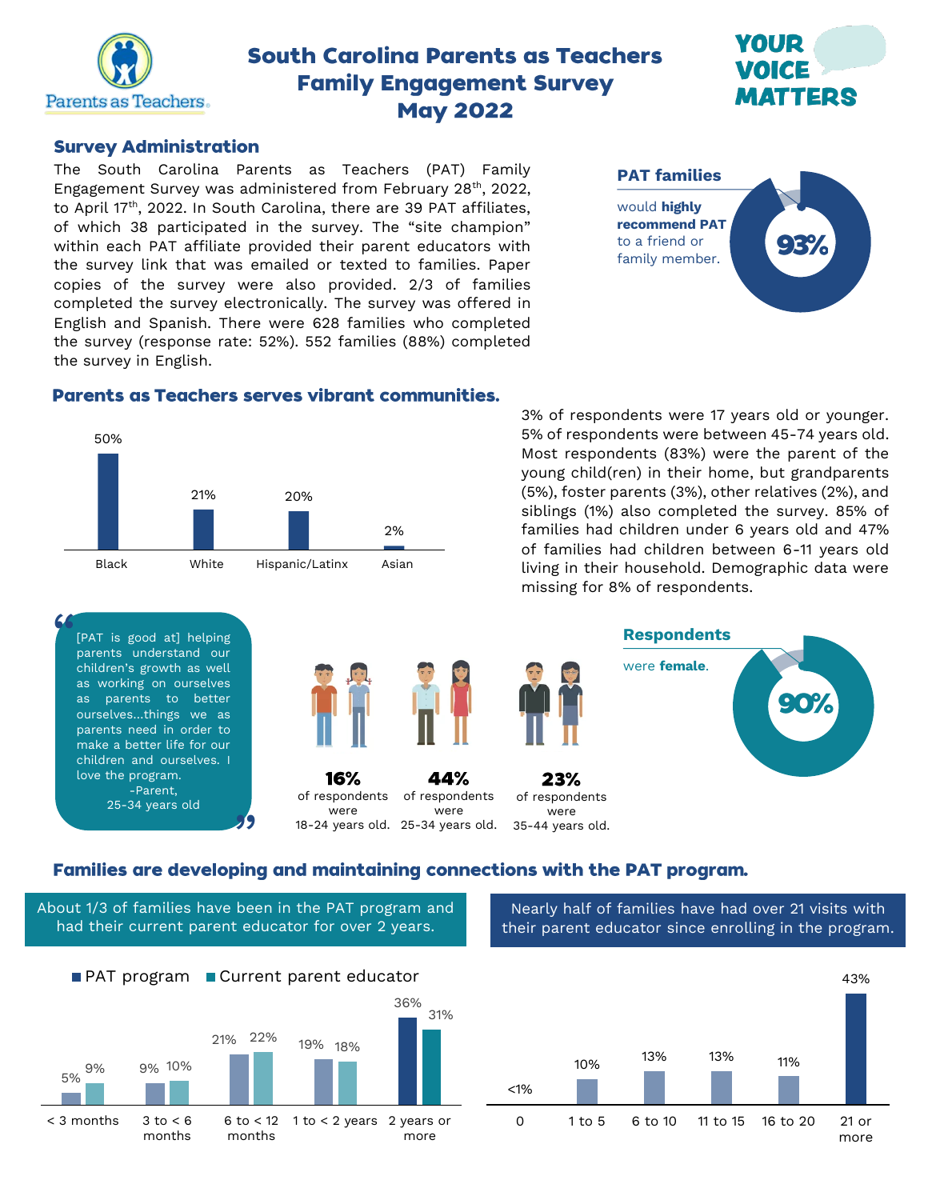# South Carolina Parents as Teachers Family Engagement Survey May 2022

YOUR VOICE MATTERS

## Survey Administration

The South Carolina Parents as Teachers (PAT) Family Engagement Survey was administered from February 28th, 2022, to April 17th, 2022. In South Carolina, there are 39 PAT affiliates, of which 38 participated in the survey. The "site champion" within each PAT affiliate provided their parent educators with the survey link that was emailed or texted to families. Paper copies of the survey were also provided. 2/3 of families completed the survey electronically. The survey was offered in English and Spanish. There were 628 families who completed the survey (response rate: 52%). 552 families (88%) completed the survey in English.

**PAT families** would **highly recommend PAT** to a friend or family member. **93%**

## Parents as Teachers serves vibrant communities.

| Black | White | Hispanic/Latinx | Asian |
|---|---|---|---|
| 50% | 21% | 20% | 2% |

3% of respondents were 17 years old or younger. 5% of respondents were between 45-74 years old. Most respondents (83%) were the parent of the young child(ren) in their home, but grandparents (5%), foster parents (3%), other relatives (2%), and siblings (1%) also completed the survey. 85% of families had children under 6 years old and 47% of families had children between 6-11 years old living in their household. Demographic data were missing for 8% of respondents.

> "[PAT is good at] helping parents understand our children's growth as well as working on ourselves as parents to better ourselves...things we as parents need in order to make a better life for our children and ourselves. I love the program."
> -Parent, 25-34 years old

**16%** of respondents were 18-24 years old.

**44%** of respondents were 25-34 years old.

**23%** of respondents were 35-44 years old.

**Respondents** were **female**. **90%**

## Families are developing and maintaining connections with the PAT program.

About 1/3 of families have been in the PAT program and had their current parent educator for over 2 years.

| | < 3 months | 3 to < 6 months | 6 to < 12 months | 1 to < 2 years | 2 years or more |
|---|---|---|---|---|---|
| PAT program | 5% | 9% | 21% | 19% | 36% |
| Current parent educator | 9% | 10% | 22% | 18% | 31% |

Nearly half of families have had over 21 visits with their parent educator since enrolling in the program.

| 0 | 1 to 5 | 6 to 10 | 11 to 15 | 16 to 20 | 21 or more |
|---|---|---|---|---|---|
| <1% | 10% | 13% | 13% | 11% | 43% |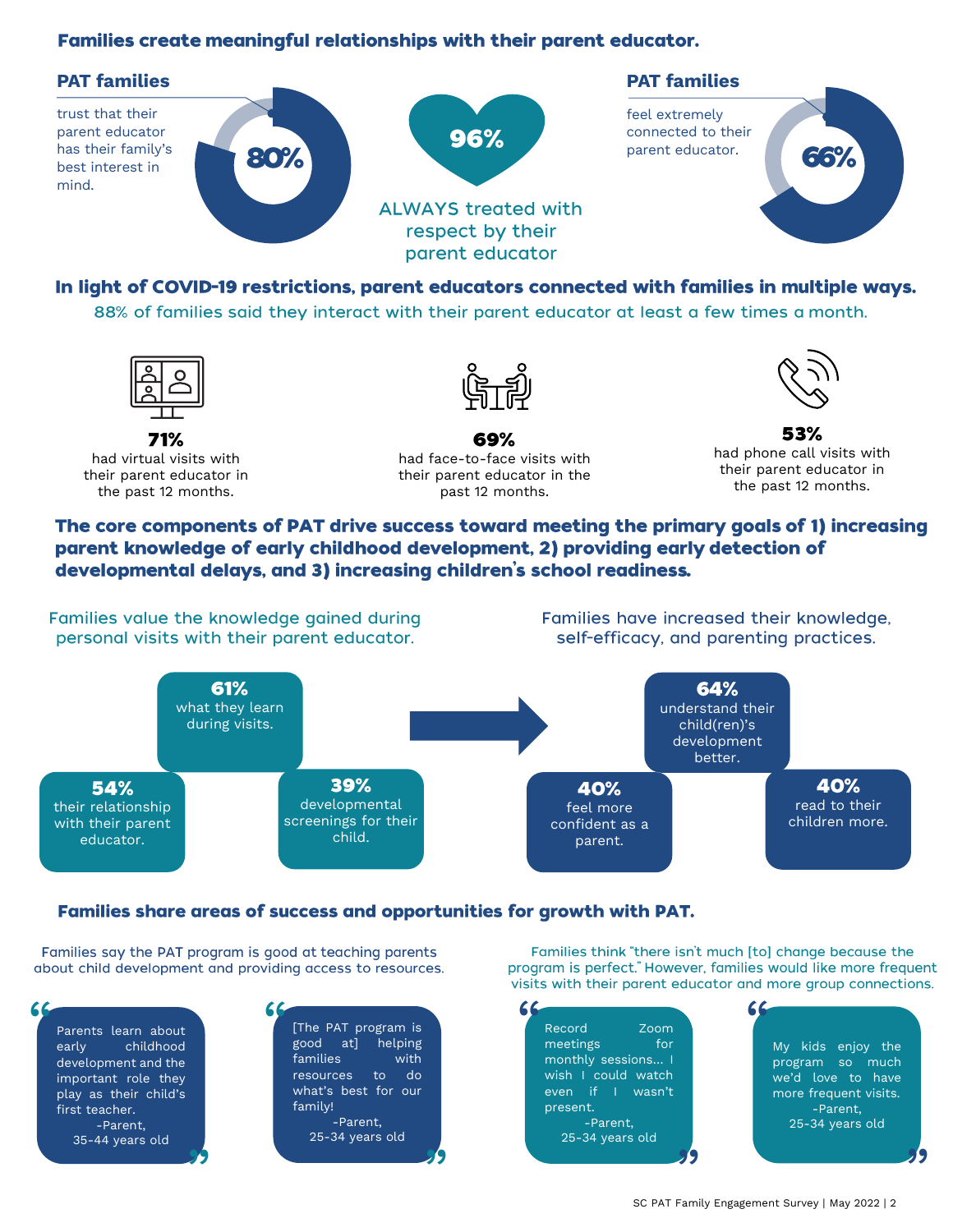## Families create meaningful relationships with their parent educator.

**PAT families** trust that their parent educator has their family's best interest in mind.

80%

96%

ALWAYS treated with respect by their parent educator

**PAT families** feel extremely connected to their parent educator.

66%

## In light of COVID-19 restrictions, parent educators connected with families in multiple ways.

88% of families said they interact with their parent educator at least a few times a month.

**71%**
had virtual visits with their parent educator in the past 12 months.

**69%**
had face-to-face visits with their parent educator in the past 12 months.

**53%**
had phone call visits with their parent educator in the past 12 months.

## The core components of PAT drive success toward meeting the primary goals of 1) increasing parent knowledge of early childhood development, 2) providing early detection of developmental delays, and 3) increasing children's school readiness.

Families value the knowledge gained during personal visits with their parent educator.

**61%**
what they learn during visits.

**54%**
their relationship with their parent educator.

**39%**
developmental screenings for their child.

Families have increased their knowledge, self-efficacy, and parenting practices.

**64%**
understand their child(ren)'s development better.

**40%**
feel more confident as a parent.

**40%**
read to their children more.

## Families share areas of success and opportunities for growth with PAT.

Families say the PAT program is good at teaching parents about child development and providing access to resources.

> "Parents learn about early childhood development and the important role they play as their child's first teacher."
> -Parent, 35-44 years old

> "[The PAT program is good at] helping families with resources to do what's best for our family!"
> -Parent, 25-34 years old

Families think "there isn't much [to] change because the program is perfect." However, families would like more frequent visits with their parent educator and more group connections.

> "Record Zoom meetings for monthly sessions... I wish I could watch even if I wasn't present."
> -Parent, 25-34 years old

> "My kids enjoy the program so much we'd love to have more frequent visits."
> -Parent, 25-34 years old

SC PAT Family Engagement Survey | May 2022